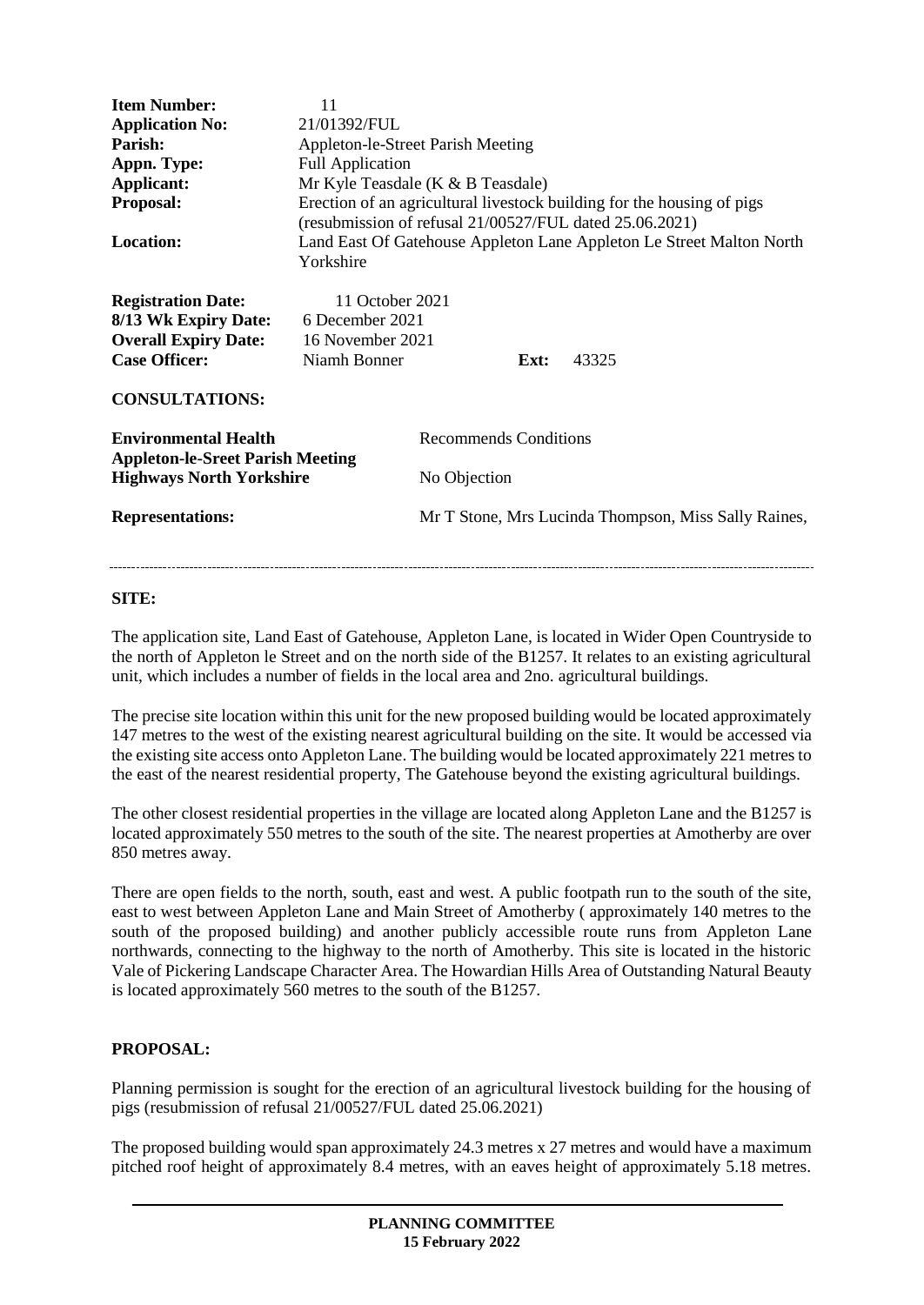| | |
|---|---|
| **Item Number:** | 11 |
| **Application No:** | 21/01392/FUL |
| **Parish:** | Appleton-le-Street Parish Meeting |
| **Appn. Type:** | Full Application |
| **Applicant:** | Mr Kyle Teasdale (K & B Teasdale) |
| **Proposal:** | Erection of an agricultural livestock building for the housing of pigs (resubmission of refusal 21/00527/FUL dated 25.06.2021) |
| **Location:** | Land East Of Gatehouse Appleton Lane Appleton Le Street Malton North Yorkshire |

| | | | |
|---|---|---|---|
| **Registration Date:** | 11 October 2021 | | |
| **8/13 Wk Expiry Date:** | 6 December 2021 | | |
| **Overall Expiry Date:** | 16 November 2021 | | |
| **Case Officer:** | Niamh Bonner | **Ext:** | 43325 |

**CONSULTATIONS:**

| | |
|---|---|
| **Environmental Health** | Recommends Conditions |
| **Appleton-le-Sreet Parish Meeting** | |
| **Highways North Yorkshire** | No Objection |
| **Representations:** | Mr T Stone, Mrs Lucinda Thompson, Miss Sally Raines, |

---

**SITE:**

The application site, Land East of Gatehouse, Appleton Lane, is located in Wider Open Countryside to the north of Appleton le Street and on the north side of the B1257. It relates to an existing agricultural unit, which includes a number of fields in the local area and 2no. agricultural buildings.

The precise site location within this unit for the new proposed building would be located approximately 147 metres to the west of the existing nearest agricultural building on the site. It would be accessed via the existing site access onto Appleton Lane. The building would be located approximately 221 metres to the east of the nearest residential property, The Gatehouse beyond the existing agricultural buildings.

The other closest residential properties in the village are located along Appleton Lane and the B1257 is located approximately 550 metres to the south of the site. The nearest properties at Amotherby are over 850 metres away.

There are open fields to the north, south, east and west. A public footpath run to the south of the site, east to west between Appleton Lane and Main Street of Amotherby ( approximately 140 metres to the south of the proposed building) and another publicly accessible route runs from Appleton Lane northwards, connecting to the highway to the north of Amotherby. This site is located in the historic Vale of Pickering Landscape Character Area. The Howardian Hills Area of Outstanding Natural Beauty is located approximately 560 metres to the south of the B1257.

**PROPOSAL:**

Planning permission is sought for the erection of an agricultural livestock building for the housing of pigs (resubmission of refusal 21/00527/FUL dated 25.06.2021)

The proposed building would span approximately 24.3 metres x 27 metres and would have a maximum pitched roof height of approximately 8.4 metres, with an eaves height of approximately 5.18 metres.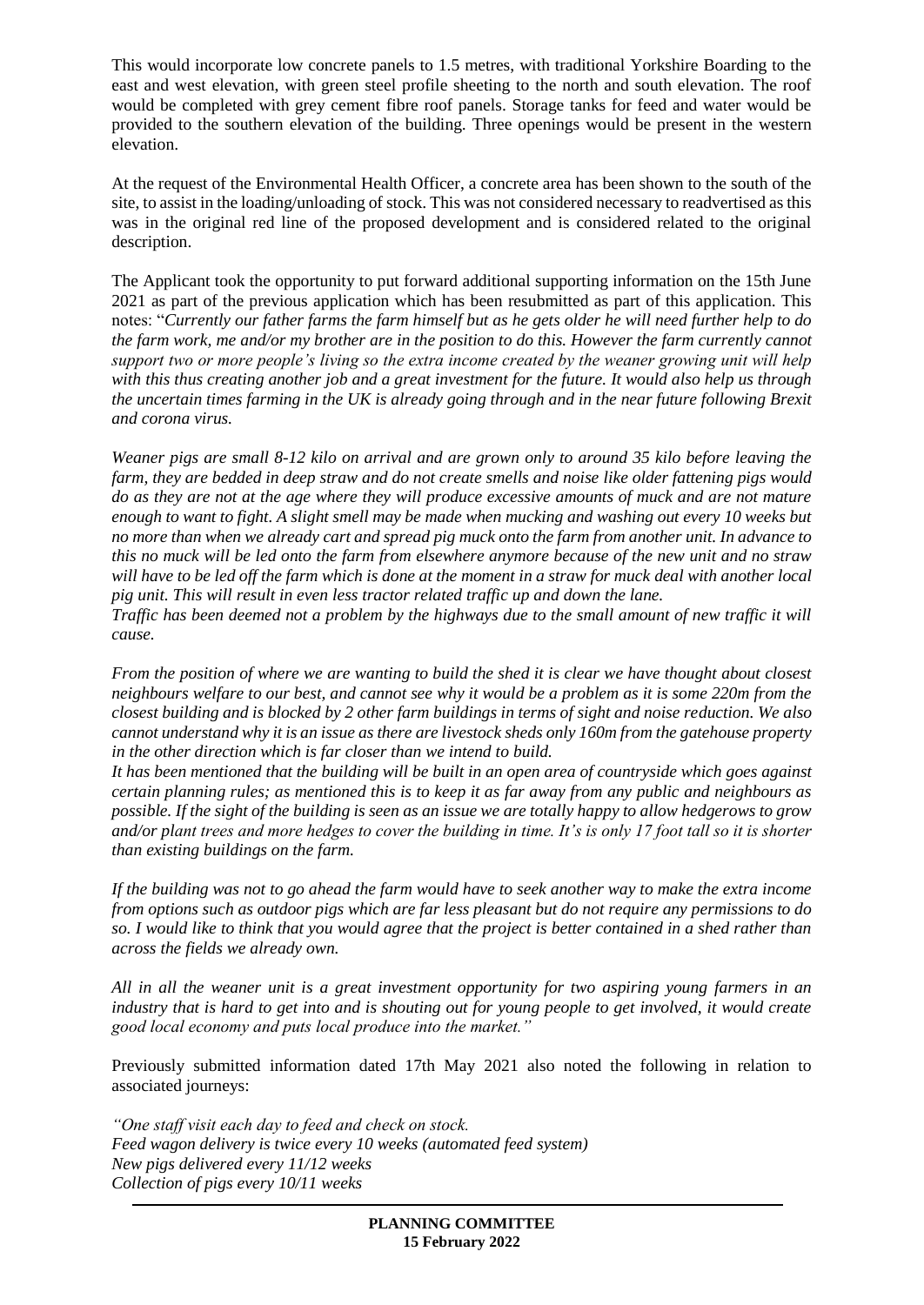This would incorporate low concrete panels to 1.5 metres, with traditional Yorkshire Boarding to the east and west elevation, with green steel profile sheeting to the north and south elevation. The roof would be completed with grey cement fibre roof panels. Storage tanks for feed and water would be provided to the southern elevation of the building. Three openings would be present in the western elevation.

At the request of the Environmental Health Officer, a concrete area has been shown to the south of the site, to assist in the loading/unloading of stock. This was not considered necessary to readvertised as this was in the original red line of the proposed development and is considered related to the original description.

The Applicant took the opportunity to put forward additional supporting information on the 15th June 2021 as part of the previous application which has been resubmitted as part of this application. This notes: "*Currently our father farms the farm himself but as he gets older he will need further help to do the farm work, me and/or my brother are in the position to do this. However the farm currently cannot support two or more people's living so the extra income created by the weaner growing unit will help with this thus creating another job and a great investment for the future. It would also help us through the uncertain times farming in the UK is already going through and in the near future following Brexit and corona virus.*

*Weaner pigs are small 8-12 kilo on arrival and are grown only to around 35 kilo before leaving the farm, they are bedded in deep straw and do not create smells and noise like older fattening pigs would do as they are not at the age where they will produce excessive amounts of muck and are not mature enough to want to fight. A slight smell may be made when mucking and washing out every 10 weeks but no more than when we already cart and spread pig muck onto the farm from another unit. In advance to this no muck will be led onto the farm from elsewhere anymore because of the new unit and no straw will have to be led off the farm which is done at the moment in a straw for muck deal with another local pig unit. This will result in even less tractor related traffic up and down the lane.*
*Traffic has been deemed not a problem by the highways due to the small amount of new traffic it will cause.*

*From the position of where we are wanting to build the shed it is clear we have thought about closest neighbours welfare to our best, and cannot see why it would be a problem as it is some 220m from the closest building and is blocked by 2 other farm buildings in terms of sight and noise reduction. We also cannot understand why it is an issue as there are livestock sheds only 160m from the gatehouse property in the other direction which is far closer than we intend to build.*
*It has been mentioned that the building will be built in an open area of countryside which goes against certain planning rules; as mentioned this is to keep it as far away from any public and neighbours as possible. If the sight of the building is seen as an issue we are totally happy to allow hedgerows to grow and/or plant trees and more hedges to cover the building in time. It's is only 17 foot tall so it is shorter than existing buildings on the farm.*

*If the building was not to go ahead the farm would have to seek another way to make the extra income from options such as outdoor pigs which are far less pleasant but do not require any permissions to do so. I would like to think that you would agree that the project is better contained in a shed rather than across the fields we already own.*

*All in all the weaner unit is a great investment opportunity for two aspiring young farmers in an industry that is hard to get into and is shouting out for young people to get involved, it would create good local economy and puts local produce into the market."*

Previously submitted information dated 17th May 2021 also noted the following in relation to associated journeys:

*"One staff visit each day to feed and check on stock.*
*Feed wagon delivery is twice every 10 weeks (automated feed system)*
*New pigs delivered every 11/12 weeks*
*Collection of pigs every 10/11 weeks*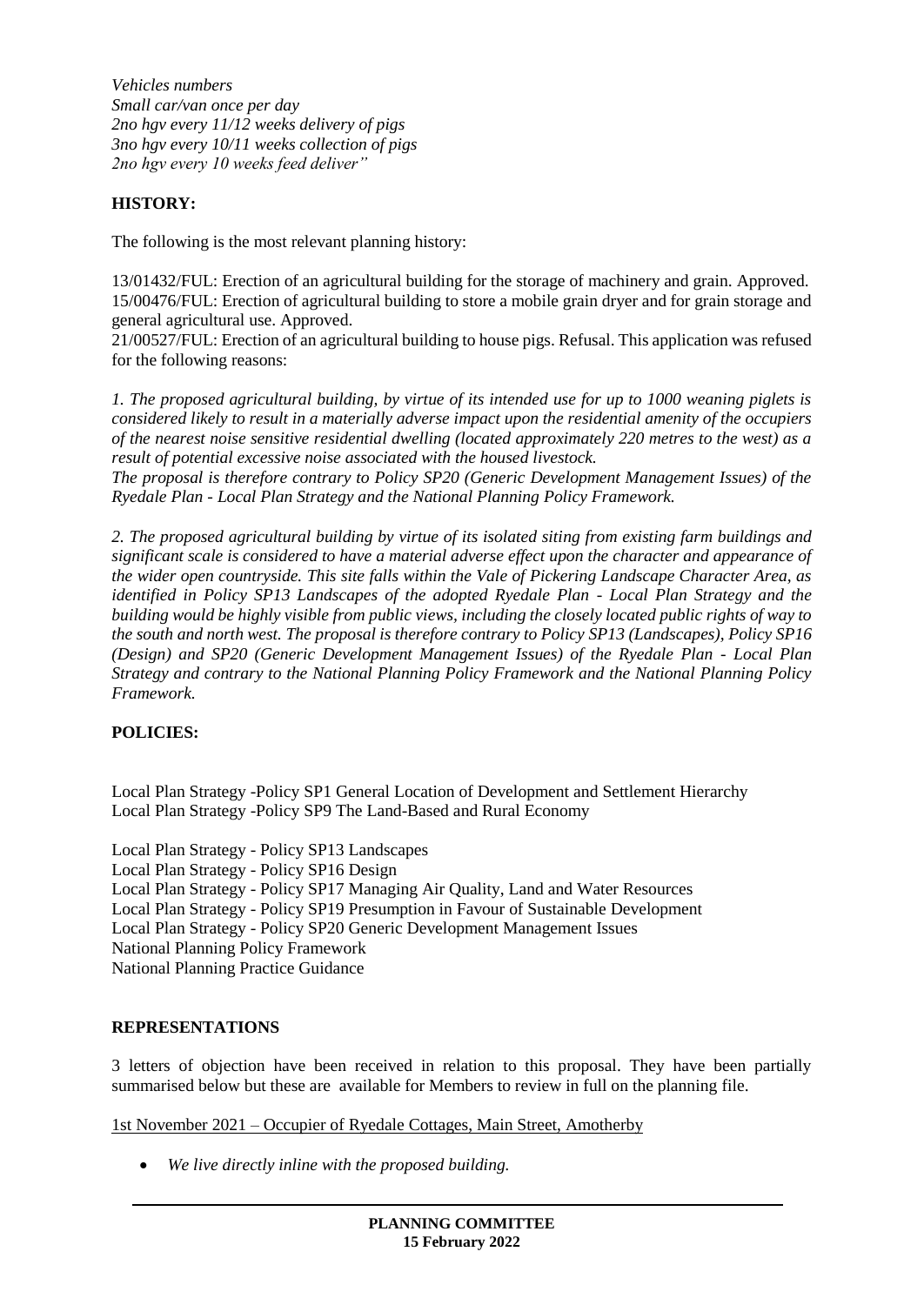*Vehicles numbers*
*Small car/van once per day*
*2no hgv every 11/12 weeks delivery of pigs*
*3no hgv every 10/11 weeks collection of pigs*
*2no hgv every 10 weeks feed deliver"*

## HISTORY:

The following is the most relevant planning history:

13/01432/FUL: Erection of an agricultural building for the storage of machinery and grain. Approved.
15/00476/FUL: Erection of agricultural building to store a mobile grain dryer and for grain storage and general agricultural use. Approved.
21/00527/FUL: Erection of an agricultural building to house pigs. Refusal. This application was refused for the following reasons:

*1. The proposed agricultural building, by virtue of its intended use for up to 1000 weaning piglets is considered likely to result in a materially adverse impact upon the residential amenity of the occupiers of the nearest noise sensitive residential dwelling (located approximately 220 metres to the west) as a result of potential excessive noise associated with the housed livestock.*
*The proposal is therefore contrary to Policy SP20 (Generic Development Management Issues) of the Ryedale Plan - Local Plan Strategy and the National Planning Policy Framework.*

*2. The proposed agricultural building by virtue of its isolated siting from existing farm buildings and significant scale is considered to have a material adverse effect upon the character and appearance of the wider open countryside. This site falls within the Vale of Pickering Landscape Character Area, as identified in Policy SP13 Landscapes of the adopted Ryedale Plan - Local Plan Strategy and the building would be highly visible from public views, including the closely located public rights of way to the south and north west. The proposal is therefore contrary to Policy SP13 (Landscapes), Policy SP16 (Design) and SP20 (Generic Development Management Issues) of the Ryedale Plan - Local Plan Strategy and contrary to the National Planning Policy Framework and the National Planning Policy Framework.*

## POLICIES:

Local Plan Strategy -Policy SP1 General Location of Development and Settlement Hierarchy
Local Plan Strategy -Policy SP9 The Land-Based and Rural Economy

Local Plan Strategy - Policy SP13 Landscapes
Local Plan Strategy - Policy SP16 Design
Local Plan Strategy - Policy SP17 Managing Air Quality, Land and Water Resources
Local Plan Strategy - Policy SP19 Presumption in Favour of Sustainable Development
Local Plan Strategy - Policy SP20 Generic Development Management Issues
National Planning Policy Framework
National Planning Practice Guidance

## REPRESENTATIONS

3 letters of objection have been received in relation to this proposal. They have been partially summarised below but these are available for Members to review in full on the planning file.

1st November 2021 – Occupier of Ryedale Cottages, Main Street, Amotherby

- *We live directly inline with the proposed building.*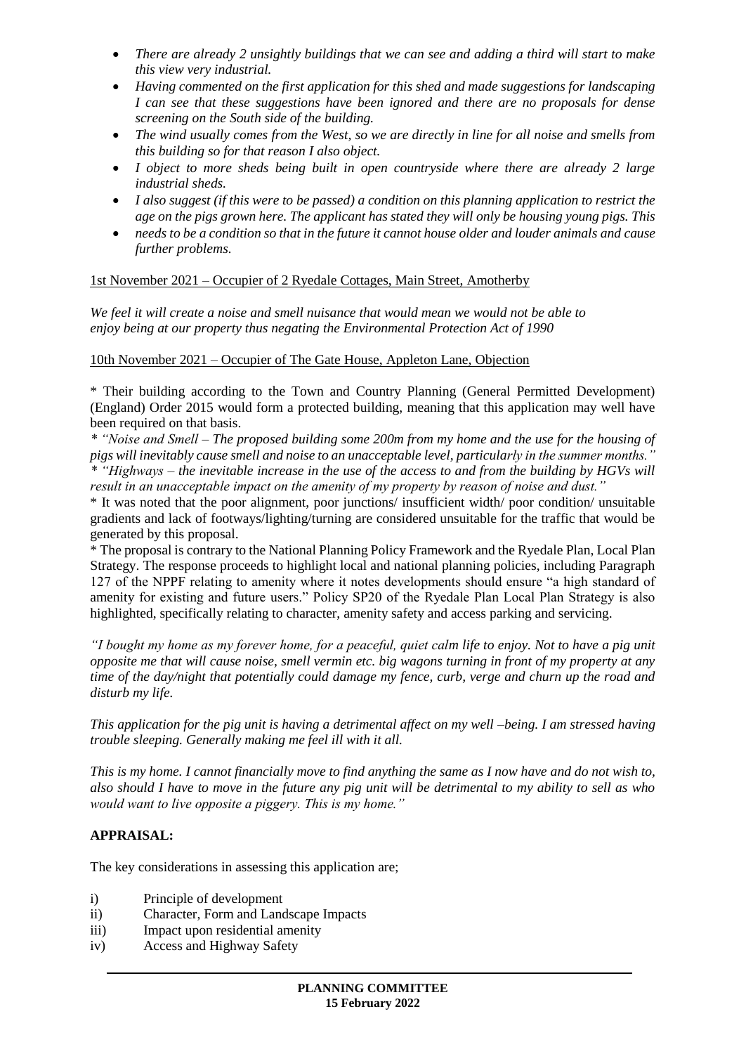- *There are already 2 unsightly buildings that we can see and adding a third will start to make this view very industrial.*
- *Having commented on the first application for this shed and made suggestions for landscaping I can see that these suggestions have been ignored and there are no proposals for dense screening on the South side of the building.*
- *The wind usually comes from the West, so we are directly in line for all noise and smells from this building so for that reason I also object.*
- *I object to more sheds being built in open countryside where there are already 2 large industrial sheds.*
- *I also suggest (if this were to be passed) a condition on this planning application to restrict the age on the pigs grown here. The applicant has stated they will only be housing young pigs. This*
- *needs to be a condition so that in the future it cannot house older and louder animals and cause further problems.*

1st November 2021 – Occupier of 2 Ryedale Cottages, Main Street, Amotherby

*We feel it will create a noise and smell nuisance that would mean we would not be able to enjoy being at our property thus negating the Environmental Protection Act of 1990*

10th November 2021 – Occupier of The Gate House, Appleton Lane, Objection

* Their building according to the Town and Country Planning (General Permitted Development) (England) Order 2015 would form a protected building, meaning that this application may well have been required on that basis.
* *"Noise and Smell – The proposed building some 200m from my home and the use for the housing of pigs will inevitably cause smell and noise to an unacceptable level, particularly in the summer months."*
* *"Highways – the inevitable increase in the use of the access to and from the building by HGVs will result in an unacceptable impact on the amenity of my property by reason of noise and dust."*
* It was noted that the poor alignment, poor junctions/ insufficient width/ poor condition/ unsuitable gradients and lack of footways/lighting/turning are considered unsuitable for the traffic that would be generated by this proposal.
* The proposal is contrary to the National Planning Policy Framework and the Ryedale Plan, Local Plan Strategy. The response proceeds to highlight local and national planning policies, including Paragraph 127 of the NPPF relating to amenity where it notes developments should ensure "a high standard of amenity for existing and future users." Policy SP20 of the Ryedale Plan Local Plan Strategy is also highlighted, specifically relating to character, amenity safety and access parking and servicing.

*"I bought my home as my forever home, for a peaceful, quiet calm life to enjoy. Not to have a pig unit opposite me that will cause noise, smell vermin etc. big wagons turning in front of my property at any time of the day/night that potentially could damage my fence, curb, verge and churn up the road and disturb my life.*

*This application for the pig unit is having a detrimental affect on my well –being. I am stressed having trouble sleeping. Generally making me feel ill with it all.*

*This is my home. I cannot financially move to find anything the same as I now have and do not wish to, also should I have to move in the future any pig unit will be detrimental to my ability to sell as who would want to live opposite a piggery. This is my home."*

## APPRAISAL:

The key considerations in assessing this application are;

i) Principle of development
ii) Character, Form and Landscape Impacts
iii) Impact upon residential amenity
iv) Access and Highway Safety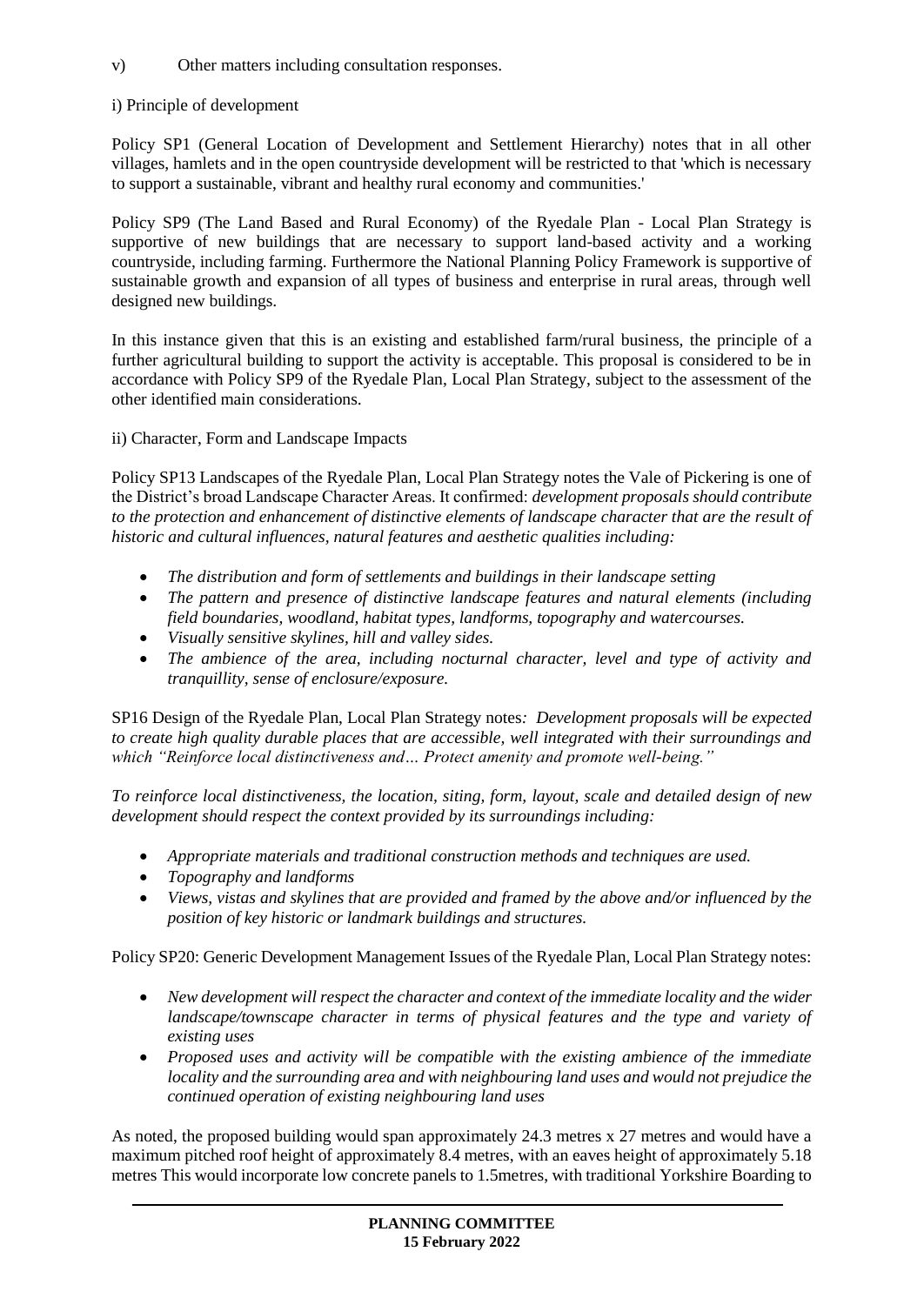v) Other matters including consultation responses.

i) Principle of development

Policy SP1 (General Location of Development and Settlement Hierarchy) notes that in all other villages, hamlets and in the open countryside development will be restricted to that 'which is necessary to support a sustainable, vibrant and healthy rural economy and communities.'

Policy SP9 (The Land Based and Rural Economy) of the Ryedale Plan - Local Plan Strategy is supportive of new buildings that are necessary to support land-based activity and a working countryside, including farming. Furthermore the National Planning Policy Framework is supportive of sustainable growth and expansion of all types of business and enterprise in rural areas, through well designed new buildings.

In this instance given that this is an existing and established farm/rural business, the principle of a further agricultural building to support the activity is acceptable. This proposal is considered to be in accordance with Policy SP9 of the Ryedale Plan, Local Plan Strategy, subject to the assessment of the other identified main considerations.

ii) Character, Form and Landscape Impacts

Policy SP13 Landscapes of the Ryedale Plan, Local Plan Strategy notes the Vale of Pickering is one of the District's broad Landscape Character Areas. It confirmed: *development proposals should contribute to the protection and enhancement of distinctive elements of landscape character that are the result of historic and cultural influences, natural features and aesthetic qualities including:*

- *The distribution and form of settlements and buildings in their landscape setting*
- *The pattern and presence of distinctive landscape features and natural elements (including field boundaries, woodland, habitat types, landforms, topography and watercourses.*
- *Visually sensitive skylines, hill and valley sides.*
- *The ambience of the area, including nocturnal character, level and type of activity and tranquillity, sense of enclosure/exposure.*

SP16 Design of the Ryedale Plan, Local Plan Strategy notes*: Development proposals will be expected to create high quality durable places that are accessible, well integrated with their surroundings and which "Reinforce local distinctiveness and… Protect amenity and promote well-being."*

*To reinforce local distinctiveness, the location, siting, form, layout, scale and detailed design of new development should respect the context provided by its surroundings including:*

- *Appropriate materials and traditional construction methods and techniques are used.*
- *Topography and landforms*
- *Views, vistas and skylines that are provided and framed by the above and/or influenced by the position of key historic or landmark buildings and structures.*

Policy SP20: Generic Development Management Issues of the Ryedale Plan, Local Plan Strategy notes:

- *New development will respect the character and context of the immediate locality and the wider landscape/townscape character in terms of physical features and the type and variety of existing uses*
- *Proposed uses and activity will be compatible with the existing ambience of the immediate locality and the surrounding area and with neighbouring land uses and would not prejudice the continued operation of existing neighbouring land uses*

As noted, the proposed building would span approximately 24.3 metres x 27 metres and would have a maximum pitched roof height of approximately 8.4 metres, with an eaves height of approximately 5.18 metres This would incorporate low concrete panels to 1.5metres, with traditional Yorkshire Boarding to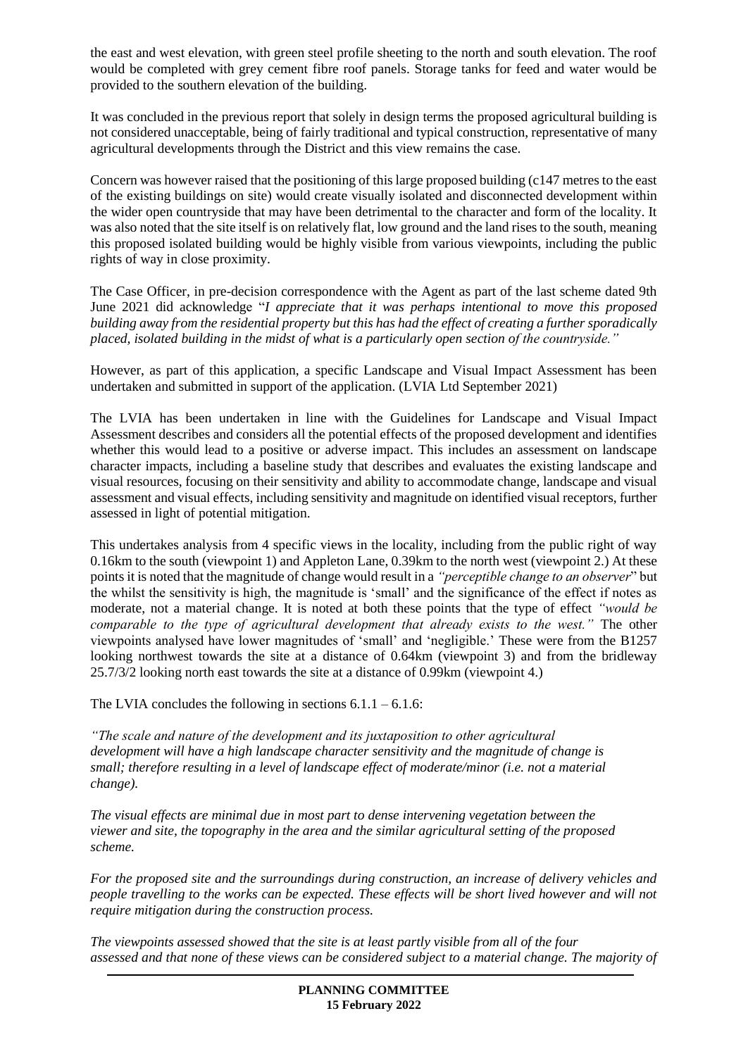the east and west elevation, with green steel profile sheeting to the north and south elevation. The roof would be completed with grey cement fibre roof panels. Storage tanks for feed and water would be provided to the southern elevation of the building.

It was concluded in the previous report that solely in design terms the proposed agricultural building is not considered unacceptable, being of fairly traditional and typical construction, representative of many agricultural developments through the District and this view remains the case.

Concern was however raised that the positioning of this large proposed building (c147 metres to the east of the existing buildings on site) would create visually isolated and disconnected development within the wider open countryside that may have been detrimental to the character and form of the locality. It was also noted that the site itself is on relatively flat, low ground and the land rises to the south, meaning this proposed isolated building would be highly visible from various viewpoints, including the public rights of way in close proximity.

The Case Officer, in pre-decision correspondence with the Agent as part of the last scheme dated 9th June 2021 did acknowledge "*I appreciate that it was perhaps intentional to move this proposed building away from the residential property but this has had the effect of creating a further sporadically placed, isolated building in the midst of what is a particularly open section of the countryside."*

However, as part of this application, a specific Landscape and Visual Impact Assessment has been undertaken and submitted in support of the application. (LVIA Ltd September 2021)

The LVIA has been undertaken in line with the Guidelines for Landscape and Visual Impact Assessment describes and considers all the potential effects of the proposed development and identifies whether this would lead to a positive or adverse impact. This includes an assessment on landscape character impacts, including a baseline study that describes and evaluates the existing landscape and visual resources, focusing on their sensitivity and ability to accommodate change, landscape and visual assessment and visual effects, including sensitivity and magnitude on identified visual receptors, further assessed in light of potential mitigation.

This undertakes analysis from 4 specific views in the locality, including from the public right of way 0.16km to the south (viewpoint 1) and Appleton Lane, 0.39km to the north west (viewpoint 2.) At these points it is noted that the magnitude of change would result in a *"perceptible change to an observer*" but the whilst the sensitivity is high, the magnitude is 'small' and the significance of the effect if notes as moderate, not a material change. It is noted at both these points that the type of effect *"would be comparable to the type of agricultural development that already exists to the west."* The other viewpoints analysed have lower magnitudes of 'small' and 'negligible.' These were from the B1257 looking northwest towards the site at a distance of 0.64km (viewpoint 3) and from the bridleway 25.7/3/2 looking north east towards the site at a distance of 0.99km (viewpoint 4.)

The LVIA concludes the following in sections 6.1.1 – 6.1.6:

*"The scale and nature of the development and its juxtaposition to other agricultural development will have a high landscape character sensitivity and the magnitude of change is small; therefore resulting in a level of landscape effect of moderate/minor (i.e. not a material change).*

*The visual effects are minimal due in most part to dense intervening vegetation between the viewer and site, the topography in the area and the similar agricultural setting of the proposed scheme.*

*For the proposed site and the surroundings during construction, an increase of delivery vehicles and people travelling to the works can be expected. These effects will be short lived however and will not require mitigation during the construction process.*

*The viewpoints assessed showed that the site is at least partly visible from all of the four assessed and that none of these views can be considered subject to a material change. The majority of*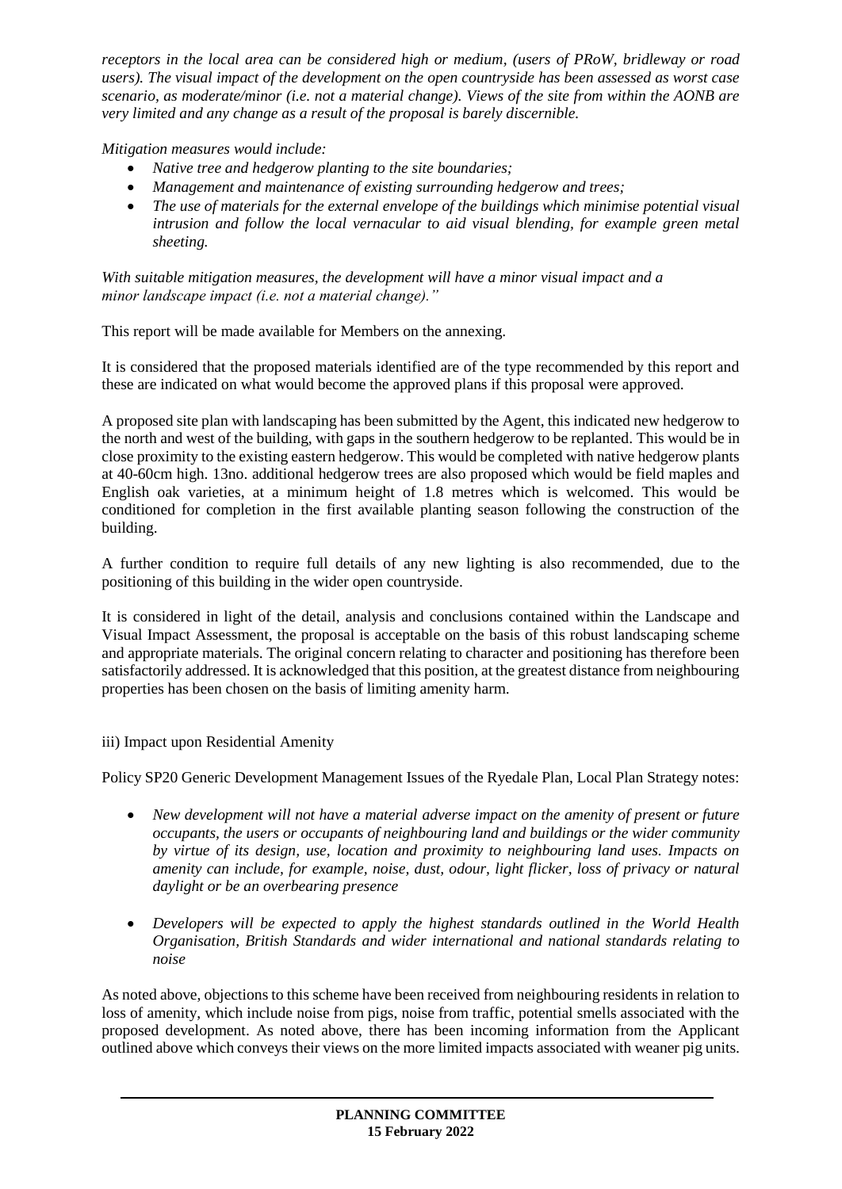*receptors in the local area can be considered high or medium, (users of PRoW, bridleway or road users). The visual impact of the development on the open countryside has been assessed as worst case scenario, as moderate/minor (i.e. not a material change). Views of the site from within the AONB are very limited and any change as a result of the proposal is barely discernible.*

*Mitigation measures would include:*

- *Native tree and hedgerow planting to the site boundaries;*
- *Management and maintenance of existing surrounding hedgerow and trees;*
- *The use of materials for the external envelope of the buildings which minimise potential visual intrusion and follow the local vernacular to aid visual blending, for example green metal sheeting.*

*With suitable mitigation measures, the development will have a minor visual impact and a minor landscape impact (i.e. not a material change)."*

This report will be made available for Members on the annexing.

It is considered that the proposed materials identified are of the type recommended by this report and these are indicated on what would become the approved plans if this proposal were approved.

A proposed site plan with landscaping has been submitted by the Agent, this indicated new hedgerow to the north and west of the building, with gaps in the southern hedgerow to be replanted. This would be in close proximity to the existing eastern hedgerow. This would be completed with native hedgerow plants at 40-60cm high. 13no. additional hedgerow trees are also proposed which would be field maples and English oak varieties, at a minimum height of 1.8 metres which is welcomed. This would be conditioned for completion in the first available planting season following the construction of the building.

A further condition to require full details of any new lighting is also recommended, due to the positioning of this building in the wider open countryside.

It is considered in light of the detail, analysis and conclusions contained within the Landscape and Visual Impact Assessment, the proposal is acceptable on the basis of this robust landscaping scheme and appropriate materials. The original concern relating to character and positioning has therefore been satisfactorily addressed. It is acknowledged that this position, at the greatest distance from neighbouring properties has been chosen on the basis of limiting amenity harm.

iii) Impact upon Residential Amenity

Policy SP20 Generic Development Management Issues of the Ryedale Plan, Local Plan Strategy notes:

- *New development will not have a material adverse impact on the amenity of present or future occupants, the users or occupants of neighbouring land and buildings or the wider community by virtue of its design, use, location and proximity to neighbouring land uses. Impacts on amenity can include, for example, noise, dust, odour, light flicker, loss of privacy or natural daylight or be an overbearing presence*
- *Developers will be expected to apply the highest standards outlined in the World Health Organisation, British Standards and wider international and national standards relating to noise*

As noted above, objections to this scheme have been received from neighbouring residents in relation to loss of amenity, which include noise from pigs, noise from traffic, potential smells associated with the proposed development. As noted above, there has been incoming information from the Applicant outlined above which conveys their views on the more limited impacts associated with weaner pig units.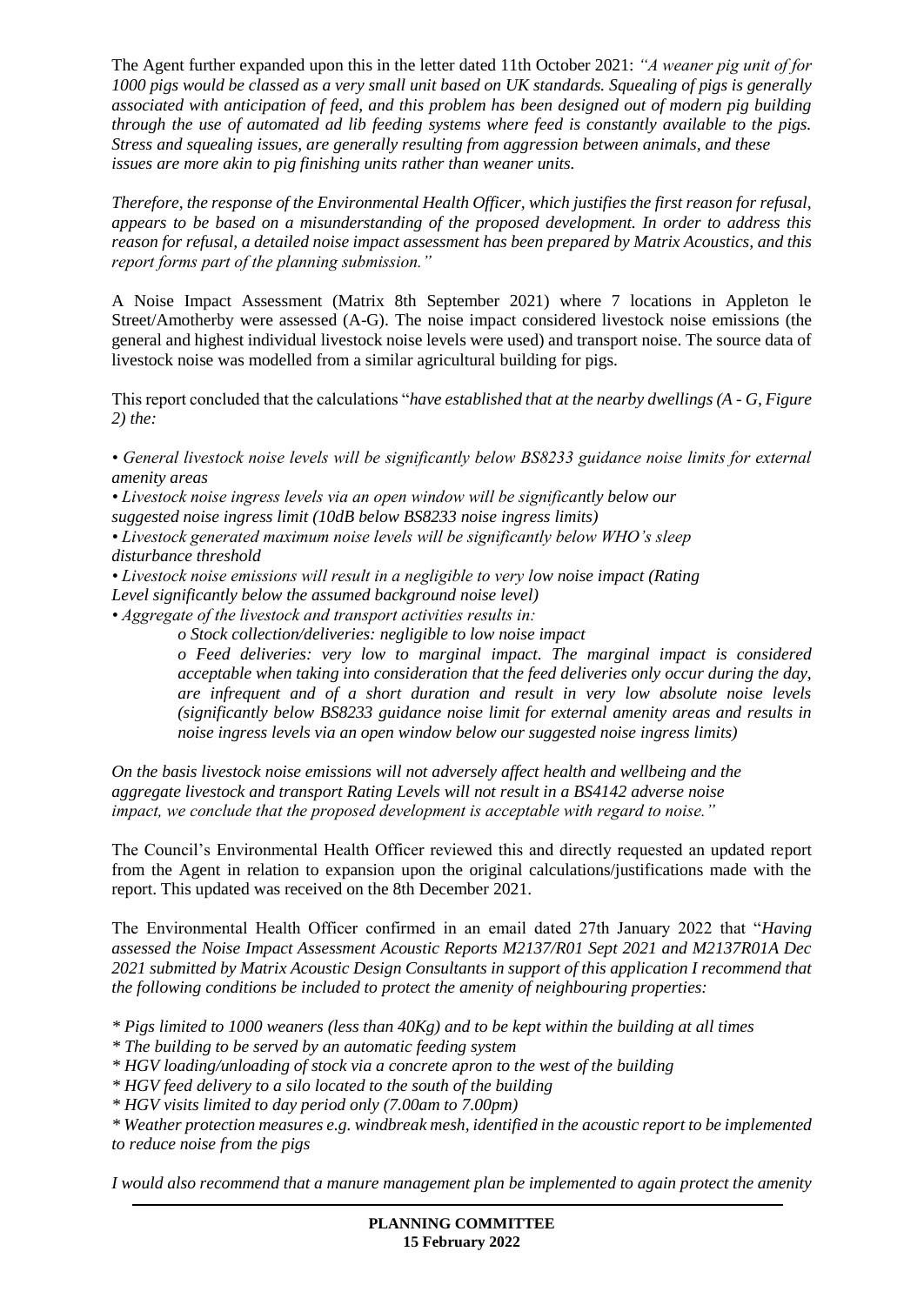The Agent further expanded upon this in the letter dated 11th October 2021: *"A weaner pig unit of for 1000 pigs would be classed as a very small unit based on UK standards. Squealing of pigs is generally associated with anticipation of feed, and this problem has been designed out of modern pig building through the use of automated ad lib feeding systems where feed is constantly available to the pigs. Stress and squealing issues, are generally resulting from aggression between animals, and these issues are more akin to pig finishing units rather than weaner units.*

*Therefore, the response of the Environmental Health Officer, which justifies the first reason for refusal, appears to be based on a misunderstanding of the proposed development. In order to address this reason for refusal, a detailed noise impact assessment has been prepared by Matrix Acoustics, and this report forms part of the planning submission."*

A Noise Impact Assessment (Matrix 8th September 2021) where 7 locations in Appleton le Street/Amotherby were assessed (A-G). The noise impact considered livestock noise emissions (the general and highest individual livestock noise levels were used) and transport noise. The source data of livestock noise was modelled from a similar agricultural building for pigs.

This report concluded that the calculations "*have established that at the nearby dwellings (A - G, Figure 2) the:*

- *General livestock noise levels will be significantly below BS8233 guidance noise limits for external amenity areas*
- *Livestock noise ingress levels via an open window will be significantly below our suggested noise ingress limit (10dB below BS8233 noise ingress limits)*
- *Livestock generated maximum noise levels will be significantly below WHO's sleep disturbance threshold*
- *Livestock noise emissions will result in a negligible to very low noise impact (Rating Level significantly below the assumed background noise level)*
- *Aggregate of the livestock and transport activities results in:*
  - *Stock collection/deliveries: negligible to low noise impact*
  - *Feed deliveries: very low to marginal impact. The marginal impact is considered acceptable when taking into consideration that the feed deliveries only occur during the day, are infrequent and of a short duration and result in very low absolute noise levels (significantly below BS8233 guidance noise limit for external amenity areas and results in noise ingress levels via an open window below our suggested noise ingress limits)*

*On the basis livestock noise emissions will not adversely affect health and wellbeing and the aggregate livestock and transport Rating Levels will not result in a BS4142 adverse noise impact, we conclude that the proposed development is acceptable with regard to noise."*

The Council's Environmental Health Officer reviewed this and directly requested an updated report from the Agent in relation to expansion upon the original calculations/justifications made with the report. This updated was received on the 8th December 2021.

The Environmental Health Officer confirmed in an email dated 27th January 2022 that "*Having assessed the Noise Impact Assessment Acoustic Reports M2137/R01 Sept 2021 and M2137R01A Dec 2021 submitted by Matrix Acoustic Design Consultants in support of this application I recommend that the following conditions be included to protect the amenity of neighbouring properties:*

*\* Pigs limited to 1000 weaners (less than 40Kg) and to be kept within the building at all times*
*\* The building to be served by an automatic feeding system*
*\* HGV loading/unloading of stock via a concrete apron to the west of the building*
*\* HGV feed delivery to a silo located to the south of the building*
*\* HGV visits limited to day period only (7.00am to 7.00pm)*
*\* Weather protection measures e.g. windbreak mesh, identified in the acoustic report to be implemented to reduce noise from the pigs*

*I would also recommend that a manure management plan be implemented to again protect the amenity*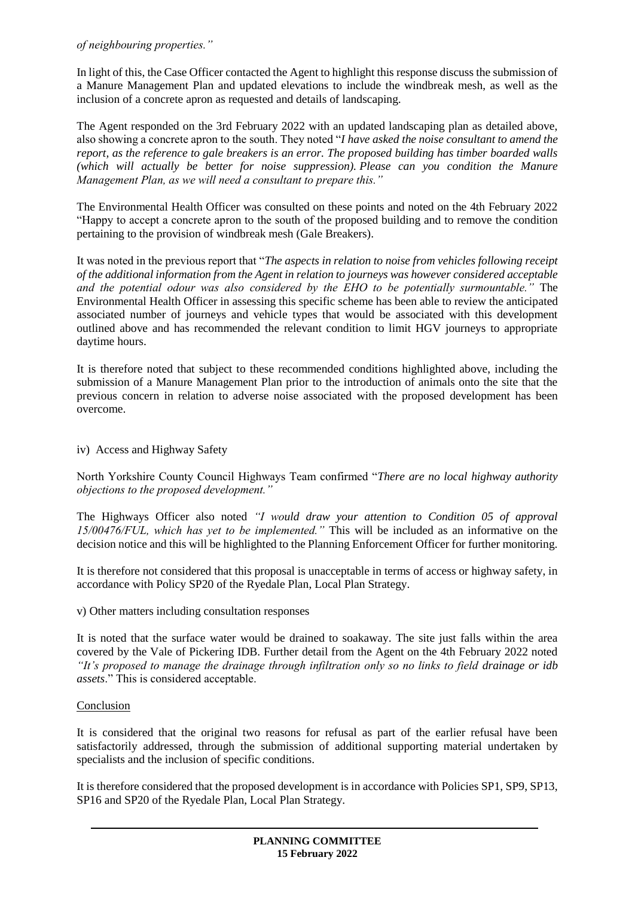*of neighbouring properties."*

In light of this, the Case Officer contacted the Agent to highlight this response discuss the submission of a Manure Management Plan and updated elevations to include the windbreak mesh, as well as the inclusion of a concrete apron as requested and details of landscaping.

The Agent responded on the 3rd February 2022 with an updated landscaping plan as detailed above, also showing a concrete apron to the south. They noted "*I have asked the noise consultant to amend the report, as the reference to gale breakers is an error. The proposed building has timber boarded walls (which will actually be better for noise suppression). Please can you condition the Manure Management Plan, as we will need a consultant to prepare this."*

The Environmental Health Officer was consulted on these points and noted on the 4th February 2022 "Happy to accept a concrete apron to the south of the proposed building and to remove the condition pertaining to the provision of windbreak mesh (Gale Breakers).

It was noted in the previous report that "*The aspects in relation to noise from vehicles following receipt of the additional information from the Agent in relation to journeys was however considered acceptable and the potential odour was also considered by the EHO to be potentially surmountable."* The Environmental Health Officer in assessing this specific scheme has been able to review the anticipated associated number of journeys and vehicle types that would be associated with this development outlined above and has recommended the relevant condition to limit HGV journeys to appropriate daytime hours.

It is therefore noted that subject to these recommended conditions highlighted above, including the submission of a Manure Management Plan prior to the introduction of animals onto the site that the previous concern in relation to adverse noise associated with the proposed development has been overcome.

iv) Access and Highway Safety

North Yorkshire County Council Highways Team confirmed "*There are no local highway authority objections to the proposed development."*

The Highways Officer also noted *"I would draw your attention to Condition 05 of approval 15/00476/FUL, which has yet to be implemented."* This will be included as an informative on the decision notice and this will be highlighted to the Planning Enforcement Officer for further monitoring.

It is therefore not considered that this proposal is unacceptable in terms of access or highway safety, in accordance with Policy SP20 of the Ryedale Plan, Local Plan Strategy.

v) Other matters including consultation responses

It is noted that the surface water would be drained to soakaway. The site just falls within the area covered by the Vale of Pickering IDB. Further detail from the Agent on the 4th February 2022 noted *"It's proposed to manage the drainage through infiltration only so no links to field drainage or idb assets*." This is considered acceptable.

Conclusion

It is considered that the original two reasons for refusal as part of the earlier refusal have been satisfactorily addressed, through the submission of additional supporting material undertaken by specialists and the inclusion of specific conditions.

It is therefore considered that the proposed development is in accordance with Policies SP1, SP9, SP13, SP16 and SP20 of the Ryedale Plan, Local Plan Strategy.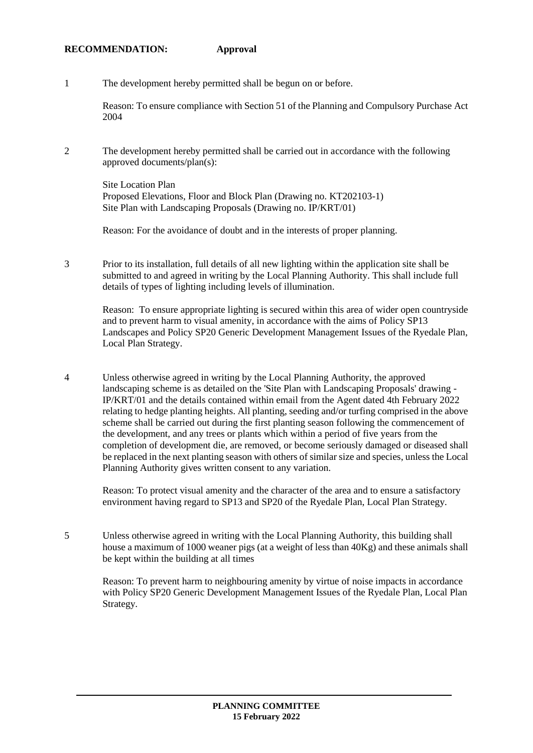**RECOMMENDATION: Approval**

1 The development hereby permitted shall be begun on or before.

Reason: To ensure compliance with Section 51 of the Planning and Compulsory Purchase Act 2004

2 The development hereby permitted shall be carried out in accordance with the following approved documents/plan(s):

Site Location Plan
Proposed Elevations, Floor and Block Plan (Drawing no. KT202103-1)
Site Plan with Landscaping Proposals (Drawing no. IP/KRT/01)

Reason: For the avoidance of doubt and in the interests of proper planning.

3 Prior to its installation, full details of all new lighting within the application site shall be submitted to and agreed in writing by the Local Planning Authority. This shall include full details of types of lighting including levels of illumination.

Reason: To ensure appropriate lighting is secured within this area of wider open countryside and to prevent harm to visual amenity, in accordance with the aims of Policy SP13 Landscapes and Policy SP20 Generic Development Management Issues of the Ryedale Plan, Local Plan Strategy.

4 Unless otherwise agreed in writing by the Local Planning Authority, the approved landscaping scheme is as detailed on the 'Site Plan with Landscaping Proposals' drawing - IP/KRT/01 and the details contained within email from the Agent dated 4th February 2022 relating to hedge planting heights. All planting, seeding and/or turfing comprised in the above scheme shall be carried out during the first planting season following the commencement of the development, and any trees or plants which within a period of five years from the completion of development die, are removed, or become seriously damaged or diseased shall be replaced in the next planting season with others of similar size and species, unless the Local Planning Authority gives written consent to any variation.

Reason: To protect visual amenity and the character of the area and to ensure a satisfactory environment having regard to SP13 and SP20 of the Ryedale Plan, Local Plan Strategy.

5 Unless otherwise agreed in writing with the Local Planning Authority, this building shall house a maximum of 1000 weaner pigs (at a weight of less than 40Kg) and these animals shall be kept within the building at all times

Reason: To prevent harm to neighbouring amenity by virtue of noise impacts in accordance with Policy SP20 Generic Development Management Issues of the Ryedale Plan, Local Plan Strategy.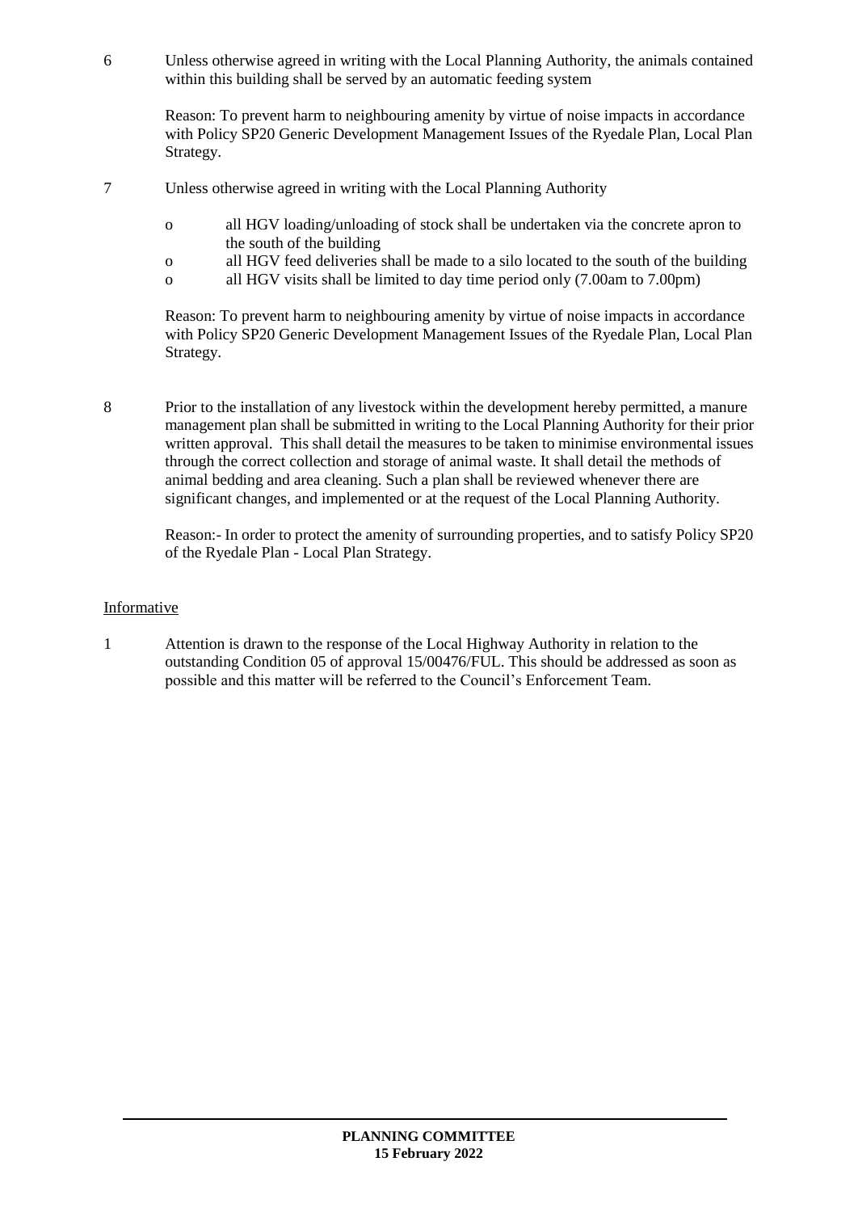6 Unless otherwise agreed in writing with the Local Planning Authority, the animals contained within this building shall be served by an automatic feeding system

Reason: To prevent harm to neighbouring amenity by virtue of noise impacts in accordance with Policy SP20 Generic Development Management Issues of the Ryedale Plan, Local Plan Strategy.

7 Unless otherwise agreed in writing with the Local Planning Authority

- o all HGV loading/unloading of stock shall be undertaken via the concrete apron to the south of the building
- o all HGV feed deliveries shall be made to a silo located to the south of the building
- o all HGV visits shall be limited to day time period only (7.00am to 7.00pm)

Reason: To prevent harm to neighbouring amenity by virtue of noise impacts in accordance with Policy SP20 Generic Development Management Issues of the Ryedale Plan, Local Plan Strategy.

8 Prior to the installation of any livestock within the development hereby permitted, a manure management plan shall be submitted in writing to the Local Planning Authority for their prior written approval. This shall detail the measures to be taken to minimise environmental issues through the correct collection and storage of animal waste. It shall detail the methods of animal bedding and area cleaning. Such a plan shall be reviewed whenever there are significant changes, and implemented or at the request of the Local Planning Authority.

Reason:- In order to protect the amenity of surrounding properties, and to satisfy Policy SP20 of the Ryedale Plan - Local Plan Strategy.

Informative

1 Attention is drawn to the response of the Local Highway Authority in relation to the outstanding Condition 05 of approval 15/00476/FUL. This should be addressed as soon as possible and this matter will be referred to the Council's Enforcement Team.